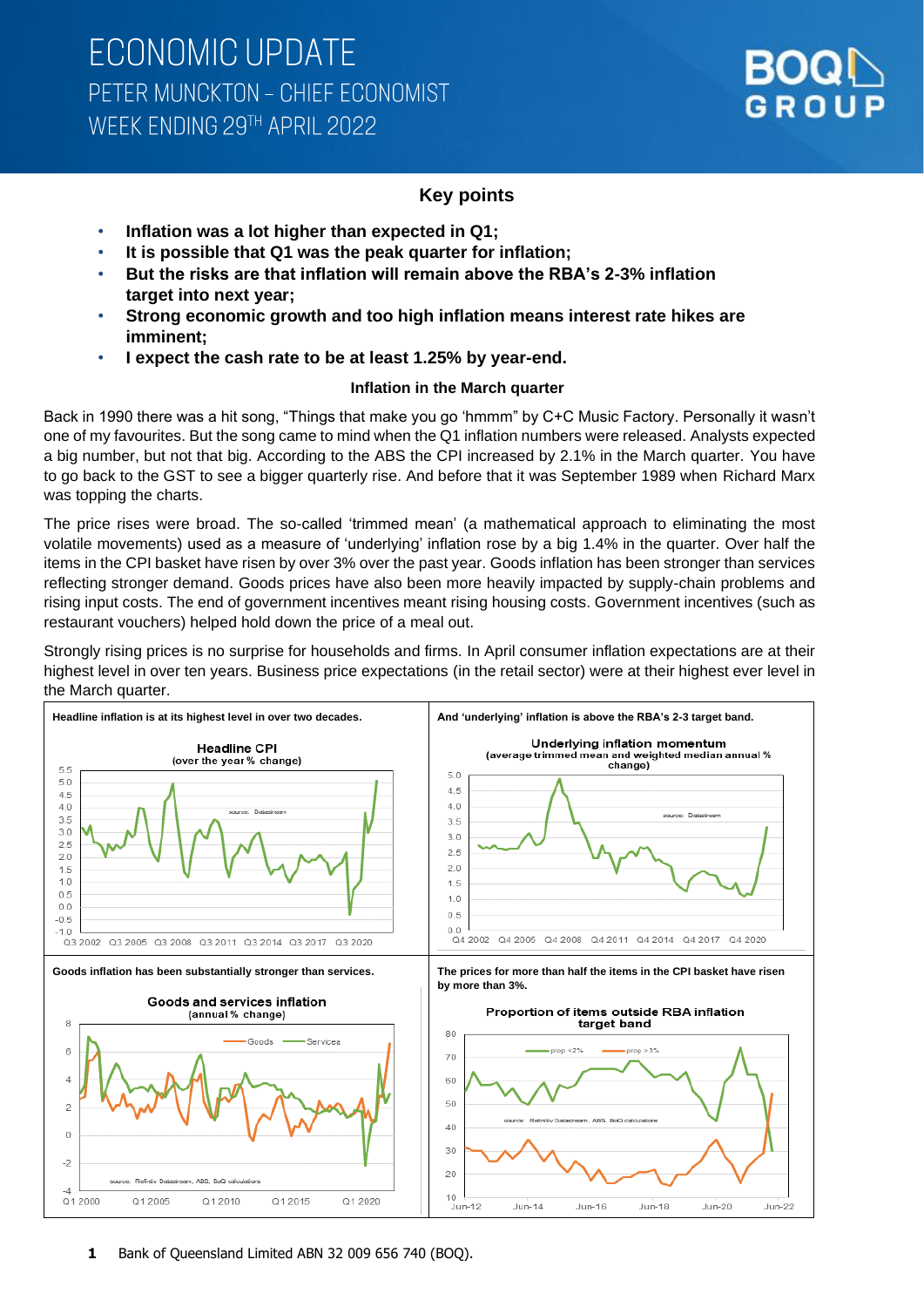# ECONOMIC UPDATE

## PETER MUNCKTON – CHIEF ECONOMIST

## WEEK ENDING 29TH APRIL 2022

BOQ GROUP

### Key points

- **Inflation was a lot higher than expected in Q1;**
- **It is possible that Q1 was the peak quarter for inflation;**
- **But the risks are that inflation will remain above the RBA's 2-3% inflation target into next year;**
- **Strong economic growth and too high inflation means interest rate hikes are imminent;**
- **I expect the cash rate to be at least 1.25% by year-end.**

#### Inflation in the March quarter

Back in 1990 there was a hit song, "Things that make you go 'hmmm" by C+C Music Factory. Personally it wasn't one of my favourites. But the song came to mind when the Q1 inflation numbers were released. Analysts expected a big number, but not that big. According to the ABS the CPI increased by 2.1% in the March quarter. You have to go back to the GST to see a bigger quarterly rise. And before that it was September 1989 when Richard Marx was topping the charts.

The price rises were broad. The so-called 'trimmed mean' (a mathematical approach to eliminating the most volatile movements) used as a measure of 'underlying' inflation rose by a big 1.4% in the quarter. Over half the items in the CPI basket have risen by over 3% over the past year. Goods inflation has been stronger than services reflecting stronger demand. Goods prices have also been more heavily impacted by supply-chain problems and rising input costs. The end of government incentives meant rising housing costs. Government incentives (such as restaurant vouchers) helped hold down the price of a meal out.

Strongly rising prices is no surprise for households and firms. In April consumer inflation expectations are at their highest level in over ten years. Business price expectations (in the retail sector) were at their highest ever level in the March quarter.

**Headline inflation is at its highest level in over two decades.**

Headline CPI (over the year % change) — source: Datastream

**And 'underlying' inflation is above the RBA's 2-3 target band.**

Underlying inflation momentum (average trimmed mean and weighted median annual % change) — source: Datastream

**Goods inflation has been substantially stronger than services.**

Goods and services inflation (annual % change) — Goods, Services — source: Refinitiv Datastream, ABS, BoQ calculations

**The prices for more than half the items in the CPI basket have risen by more than 3%.**

Proportion of items outside RBA inflation target band — prop <2%, prop >3% — source: Refinitiv Datastream, ABS, BoQ calculations

Bank of Queensland Limited ABN 32 009 656 740 (BOQ).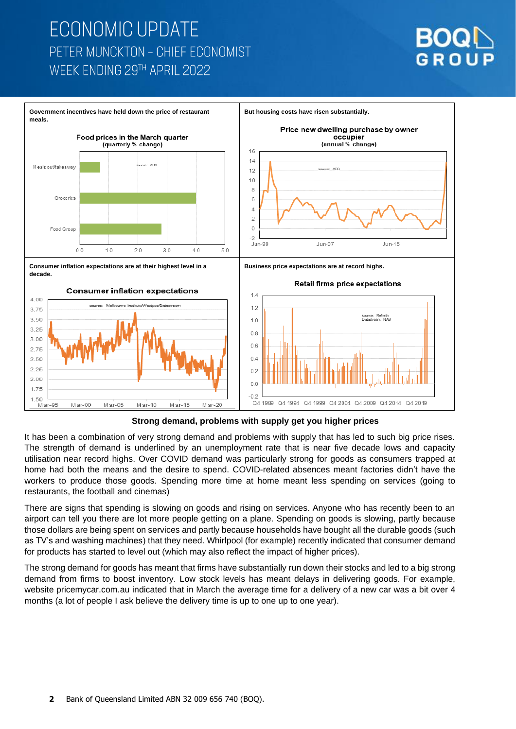Government incentives have held down the price of restaurant meals.

Food prices in the March quarter (quarterly % change)

But housing costs have risen substantially.

Price new dwelling purchase by owner occupier (annual % change)

Consumer inflation expectations are at their highest level in a decade.

Consumer inflation expectations

Business price expectations are at record highs.

Retail firms price expectations

### Strong demand, problems with supply get you higher prices

It has been a combination of very strong demand and problems with supply that has led to such big price rises. The strength of demand is underlined by an unemployment rate that is near five decade lows and capacity utilisation near record highs. Over COVID demand was particularly strong for goods as consumers trapped at home had both the means and the desire to spend. COVID-related absences meant factories didn't have the workers to produce those goods. Spending more time at home meant less spending on services (going to restaurants, the football and cinemas)

There are signs that spending is slowing on goods and rising on services. Anyone who has recently been to an airport can tell you there are lot more people getting on a plane. Spending on goods is slowing, partly because those dollars are being spent on services and partly because households have bought all the durable goods (such as TV's and washing machines) that they need. Whirlpool (for example) recently indicated that consumer demand for products has started to level out (which may also reflect the impact of higher prices).

The strong demand for goods has meant that firms have substantially run down their stocks and led to a big strong demand from firms to boost inventory. Low stock levels has meant delays in delivering goods. For example, website pricemycar.com.au indicated that in March the average time for a delivery of a new car was a bit over 4 months (a lot of people I ask believe the delivery time is up to one up to one year).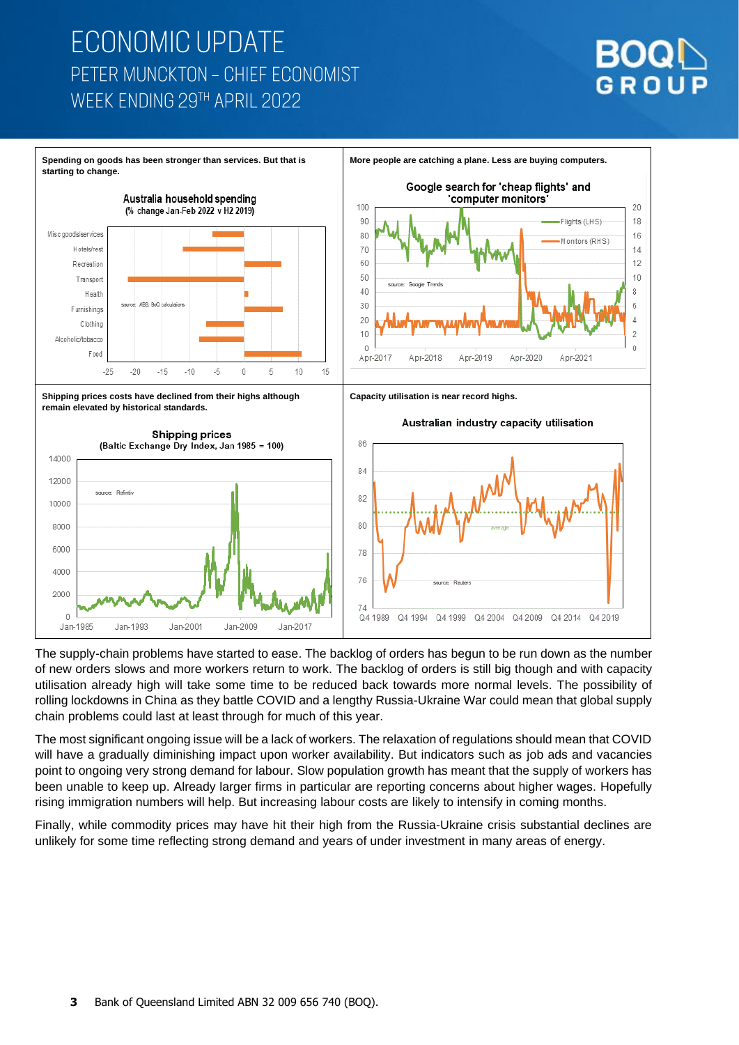**Spending on goods has been stronger than services. But that is starting to change.**

**More people are catching a plane. Less are buying computers.**

**Shipping prices costs have declined from their highs although remain elevated by historical standards.**

**Capacity utilisation is near record highs.**

The supply-chain problems have started to ease. The backlog of orders has begun to be run down as the number of new orders slows and more workers return to work. The backlog of orders is still big though and with capacity utilisation already high will take some time to be reduced back towards more normal levels. The possibility of rolling lockdowns in China as they battle COVID and a lengthy Russia-Ukraine War could mean that global supply chain problems could last at least through for much of this year.

The most significant ongoing issue will be a lack of workers. The relaxation of regulations should mean that COVID will have a gradually diminishing impact upon worker availability. But indicators such as job ads and vacancies point to ongoing very strong demand for labour. Slow population growth has meant that the supply of workers has been unable to keep up. Already larger firms in particular are reporting concerns about higher wages. Hopefully rising immigration numbers will help. But increasing labour costs are likely to intensify in coming months.

Finally, while commodity prices may have hit their high from the Russia-Ukraine crisis substantial declines are unlikely for some time reflecting strong demand and years of under investment in many areas of energy.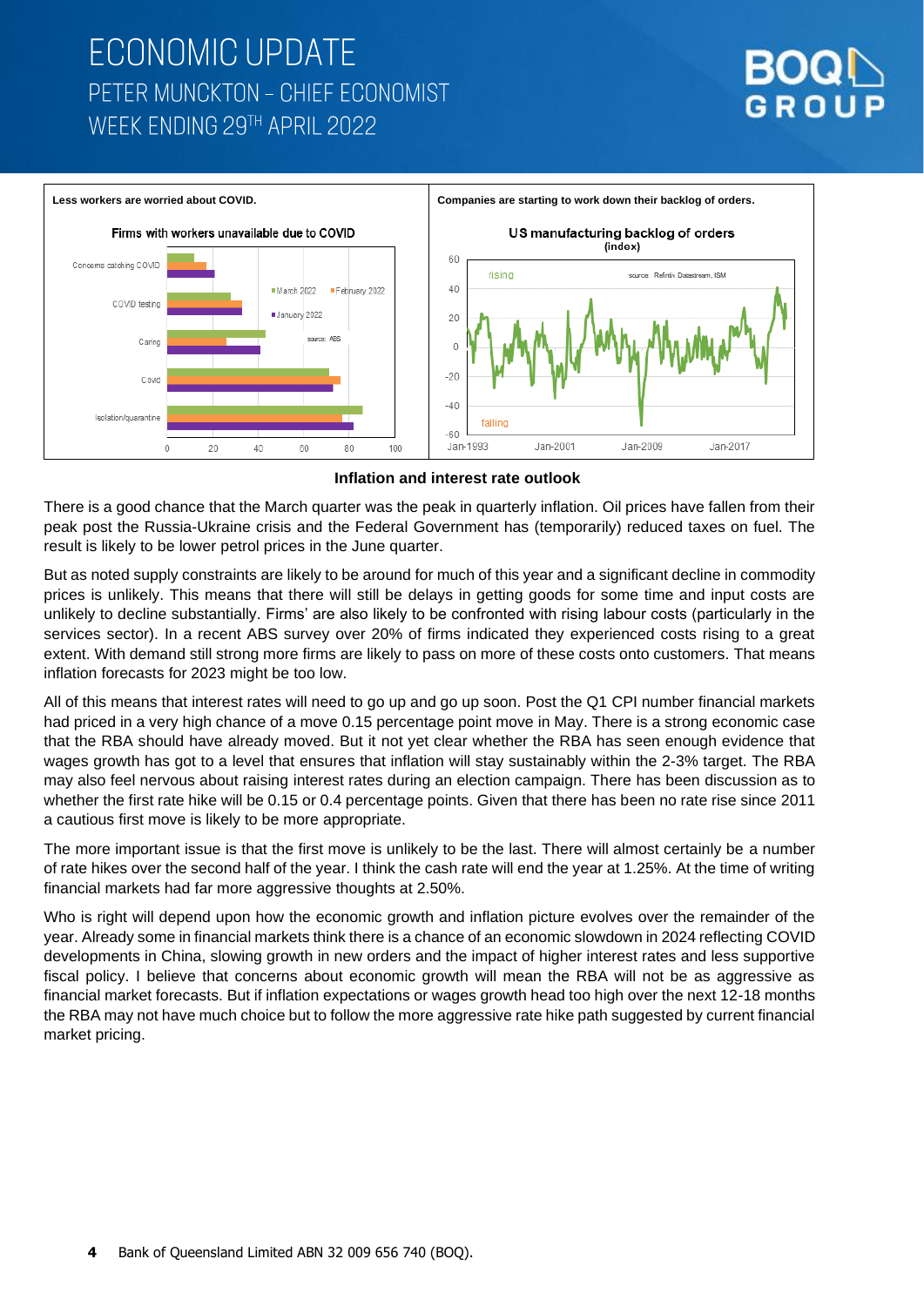# ECONOMIC UPDATE

PETER MUNCKTON – CHIEF ECONOMIST

WEEK ENDING 29TH APRIL 2022

**Less workers are worried about COVID.**

**Companies are starting to work down their backlog of orders.**

**Inflation and interest rate outlook**

There is a good chance that the March quarter was the peak in quarterly inflation. Oil prices have fallen from their peak post the Russia-Ukraine crisis and the Federal Government has (temporarily) reduced taxes on fuel. The result is likely to be lower petrol prices in the June quarter.

But as noted supply constraints are likely to be around for much of this year and a significant decline in commodity prices is unlikely. This means that there will still be delays in getting goods for some time and input costs are unlikely to decline substantially. Firms' are also likely to be confronted with rising labour costs (particularly in the services sector). In a recent ABS survey over 20% of firms indicated they experienced costs rising to a great extent. With demand still strong more firms are likely to pass on more of these costs onto customers. That means inflation forecasts for 2023 might be too low.

All of this means that interest rates will need to go up and go up soon. Post the Q1 CPI number financial markets had priced in a very high chance of a move 0.15 percentage point move in May. There is a strong economic case that the RBA should have already moved. But it not yet clear whether the RBA has seen enough evidence that wages growth has got to a level that ensures that inflation will stay sustainably within the 2-3% target. The RBA may also feel nervous about raising interest rates during an election campaign. There has been discussion as to whether the first rate hike will be 0.15 or 0.4 percentage points. Given that there has been no rate rise since 2011 a cautious first move is likely to be more appropriate.

The more important issue is that the first move is unlikely to be the last. There will almost certainly be a number of rate hikes over the second half of the year. I think the cash rate will end the year at 1.25%. At the time of writing financial markets had far more aggressive thoughts at 2.50%.

Who is right will depend upon how the economic growth and inflation picture evolves over the remainder of the year. Already some in financial markets think there is a chance of an economic slowdown in 2024 reflecting COVID developments in China, slowing growth in new orders and the impact of higher interest rates and less supportive fiscal policy. I believe that concerns about economic growth will mean the RBA will not be as aggressive as financial market forecasts. But if inflation expectations or wages growth head too high over the next 12-18 months the RBA may not have much choice but to follow the more aggressive rate hike path suggested by current financial market pricing.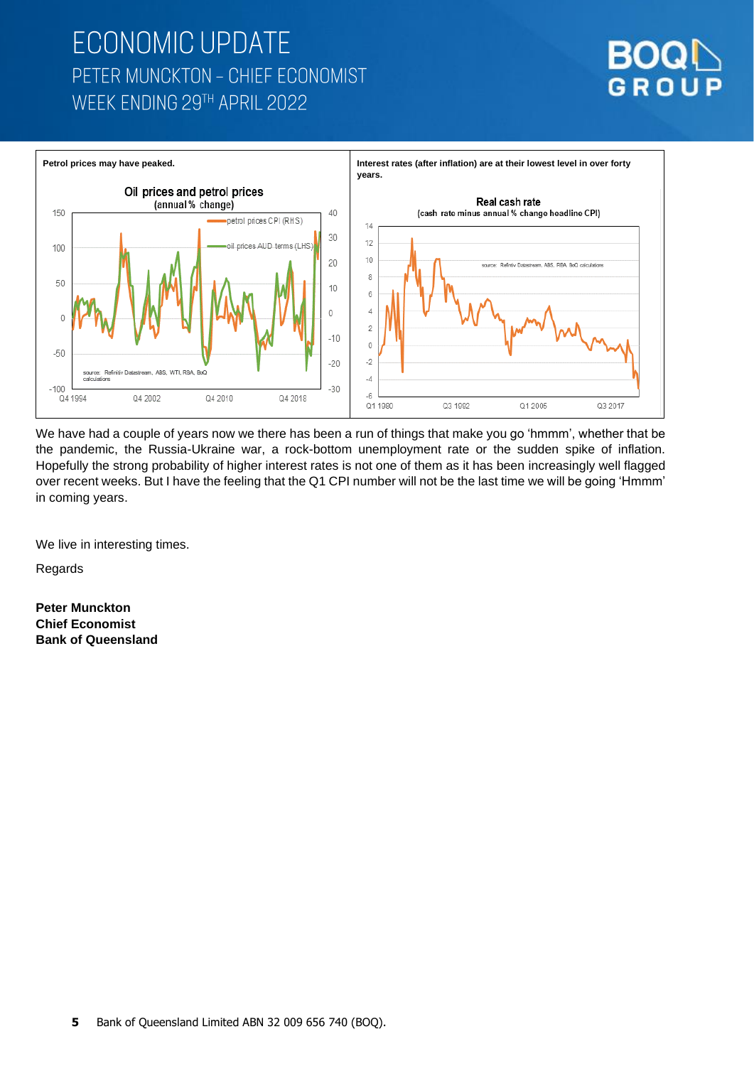# ECONOMIC UPDATE

## PETER MUNCKTON – CHIEF ECONOMIST

## WEEK ENDING 29TH APRIL 2022

**Petrol prices may have peaked.**

Oil prices and petrol prices
(annual % change)

petrol prices CPI (RHS)
oil prices AUD terms (LHS)

150
100
50
0
-50
-100

40
30
20
10
0
-10
-20
-30

Q4 1994
Q4 2002
Q4 2010
Q4 2018

source: Refinitiv Datastream, ABS, WTI, RBA, BoQ calculations

**Interest rates (after inflation) are at their lowest level in over forty years.**

Real cash rate
(cash rate minus annual % change headline CPI)

14
12
10
8
6
4
2
0
-2
-4
-6

Q1 1980
Q3 1992
Q1 2005
Q3 2017

source: Refinitiv Datastream, ABS, RBA, BoQ calculations

We have had a couple of years now we there has been a run of things that make you go 'hmmm', whether that be the pandemic, the Russia-Ukraine war, a rock-bottom unemployment rate or the sudden spike of inflation. Hopefully the strong probability of higher interest rates is not one of them as it has been increasingly well flagged over recent weeks. But I have the feeling that the Q1 CPI number will not be the last time we will be going 'Hmmm' in coming years.

We live in interesting times.

Regards

**Peter Munckton**
**Chief Economist**
**Bank of Queensland**

Bank of Queensland Limited ABN 32 009 656 740 (BOQ).